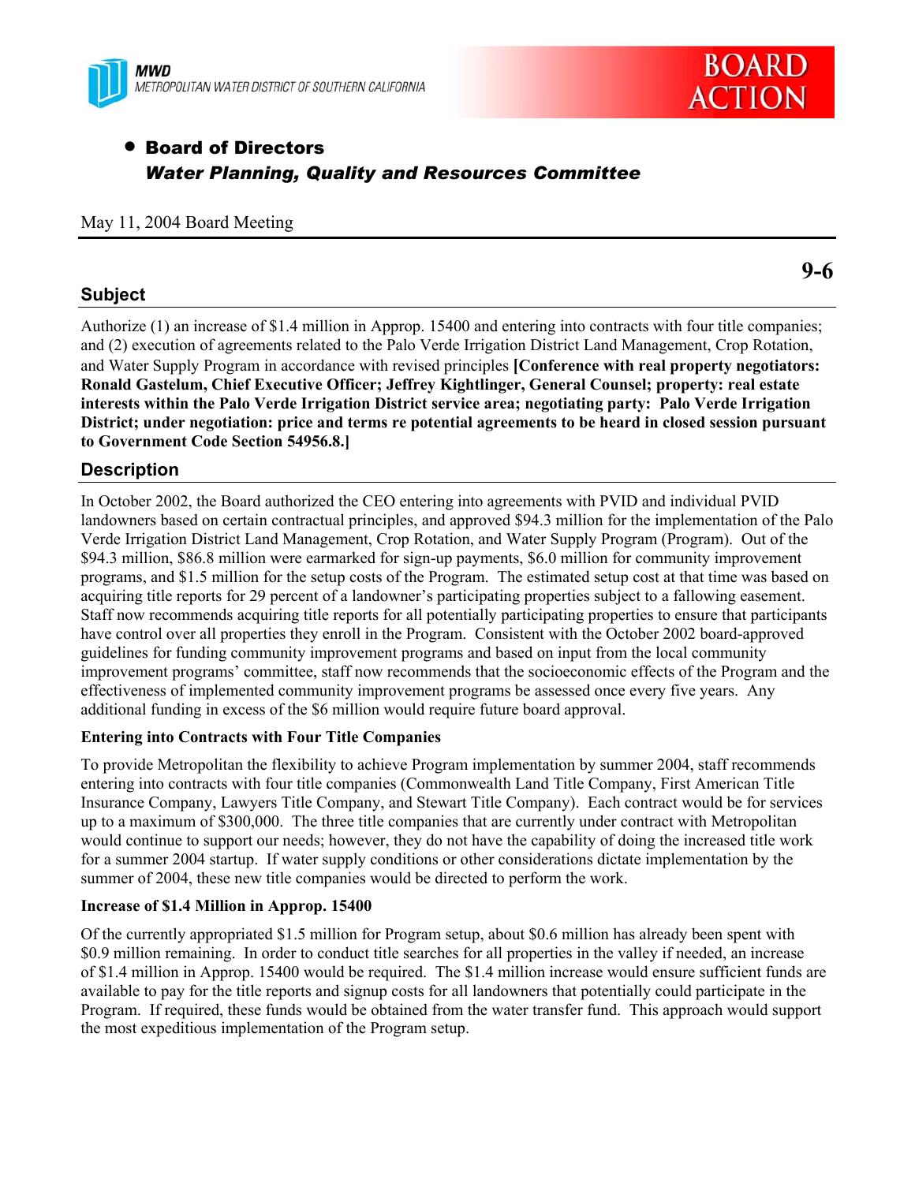MWD
METROPOLITAN WATER DISTRICT OF SOUTHERN CALIFORNIA

**BOARD ACTION**

- **Board of Directors**
  ***Water Planning, Quality and Resources Committee***

May 11, 2004 Board Meeting

**9-6**

## Subject

Authorize (1) an increase of $1.4 million in Approp. 15400 and entering into contracts with four title companies; and (2) execution of agreements related to the Palo Verde Irrigation District Land Management, Crop Rotation, and Water Supply Program in accordance with revised principles **[Conference with real property negotiators: Ronald Gastelum, Chief Executive Officer; Jeffrey Kightlinger, General Counsel; property: real estate interests within the Palo Verde Irrigation District service area; negotiating party: Palo Verde Irrigation District; under negotiation: price and terms re potential agreements to be heard in closed session pursuant to Government Code Section 54956.8.]**

## Description

In October 2002, the Board authorized the CEO entering into agreements with PVID and individual PVID landowners based on certain contractual principles, and approved $94.3 million for the implementation of the Palo Verde Irrigation District Land Management, Crop Rotation, and Water Supply Program (Program). Out of the $94.3 million, $86.8 million were earmarked for sign-up payments, $6.0 million for community improvement programs, and $1.5 million for the setup costs of the Program. The estimated setup cost at that time was based on acquiring title reports for 29 percent of a landowner's participating properties subject to a fallowing easement. Staff now recommends acquiring title reports for all potentially participating properties to ensure that participants have control over all properties they enroll in the Program. Consistent with the October 2002 board-approved guidelines for funding community improvement programs and based on input from the local community improvement programs' committee, staff now recommends that the socioeconomic effects of the Program and the effectiveness of implemented community improvement programs be assessed once every five years. Any additional funding in excess of the $6 million would require future board approval.

**Entering into Contracts with Four Title Companies**

To provide Metropolitan the flexibility to achieve Program implementation by summer 2004, staff recommends entering into contracts with four title companies (Commonwealth Land Title Company, First American Title Insurance Company, Lawyers Title Company, and Stewart Title Company). Each contract would be for services up to a maximum of $300,000. The three title companies that are currently under contract with Metropolitan would continue to support our needs; however, they do not have the capability of doing the increased title work for a summer 2004 startup. If water supply conditions or other considerations dictate implementation by the summer of 2004, these new title companies would be directed to perform the work.

**Increase of $1.4 Million in Approp. 15400**

Of the currently appropriated $1.5 million for Program setup, about $0.6 million has already been spent with $0.9 million remaining. In order to conduct title searches for all properties in the valley if needed, an increase of $1.4 million in Approp. 15400 would be required. The $1.4 million increase would ensure sufficient funds are available to pay for the title reports and signup costs for all landowners that potentially could participate in the Program. If required, these funds would be obtained from the water transfer fund. This approach would support the most expeditious implementation of the Program setup.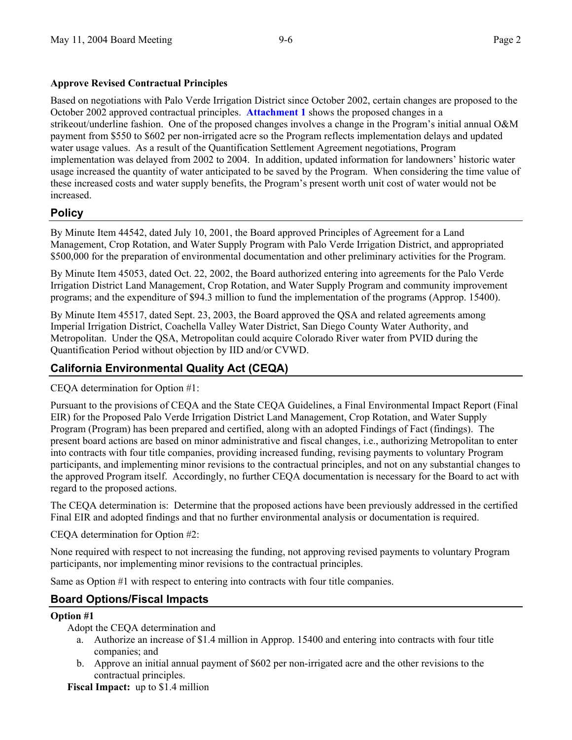**Approve Revised Contractual Principles**

Based on negotiations with Palo Verde Irrigation District since October 2002, certain changes are proposed to the October 2002 approved contractual principles. **Attachment 1** shows the proposed changes in a strikeout/underline fashion. One of the proposed changes involves a change in the Program's initial annual O&M payment from $550 to $602 per non-irrigated acre so the Program reflects implementation delays and updated water usage values. As a result of the Quantification Settlement Agreement negotiations, Program implementation was delayed from 2002 to 2004. In addition, updated information for landowners' historic water usage increased the quantity of water anticipated to be saved by the Program. When considering the time value of these increased costs and water supply benefits, the Program's present worth unit cost of water would not be increased.

## Policy

By Minute Item 44542, dated July 10, 2001, the Board approved Principles of Agreement for a Land Management, Crop Rotation, and Water Supply Program with Palo Verde Irrigation District, and appropriated $500,000 for the preparation of environmental documentation and other preliminary activities for the Program.

By Minute Item 45053, dated Oct. 22, 2002, the Board authorized entering into agreements for the Palo Verde Irrigation District Land Management, Crop Rotation, and Water Supply Program and community improvement programs; and the expenditure of $94.3 million to fund the implementation of the programs (Approp. 15400).

By Minute Item 45517, dated Sept. 23, 2003, the Board approved the QSA and related agreements among Imperial Irrigation District, Coachella Valley Water District, San Diego County Water Authority, and Metropolitan. Under the QSA, Metropolitan could acquire Colorado River water from PVID during the Quantification Period without objection by IID and/or CVWD.

## California Environmental Quality Act (CEQA)

CEQA determination for Option #1:

Pursuant to the provisions of CEQA and the State CEQA Guidelines, a Final Environmental Impact Report (Final EIR) for the Proposed Palo Verde Irrigation District Land Management, Crop Rotation, and Water Supply Program (Program) has been prepared and certified, along with an adopted Findings of Fact (findings). The present board actions are based on minor administrative and fiscal changes, i.e., authorizing Metropolitan to enter into contracts with four title companies, providing increased funding, revising payments to voluntary Program participants, and implementing minor revisions to the contractual principles, and not on any substantial changes to the approved Program itself. Accordingly, no further CEQA documentation is necessary for the Board to act with regard to the proposed actions.

The CEQA determination is: Determine that the proposed actions have been previously addressed in the certified Final EIR and adopted findings and that no further environmental analysis or documentation is required.

CEQA determination for Option #2:

None required with respect to not increasing the funding, not approving revised payments to voluntary Program participants, nor implementing minor revisions to the contractual principles.

Same as Option #1 with respect to entering into contracts with four title companies.

## Board Options/Fiscal Impacts

**Option #1**

Adopt the CEQA determination and

a. Authorize an increase of $1.4 million in Approp. 15400 and entering into contracts with four title companies; and
b. Approve an initial annual payment of $602 per non-irrigated acre and the other revisions to the contractual principles.

**Fiscal Impact:** up to $1.4 million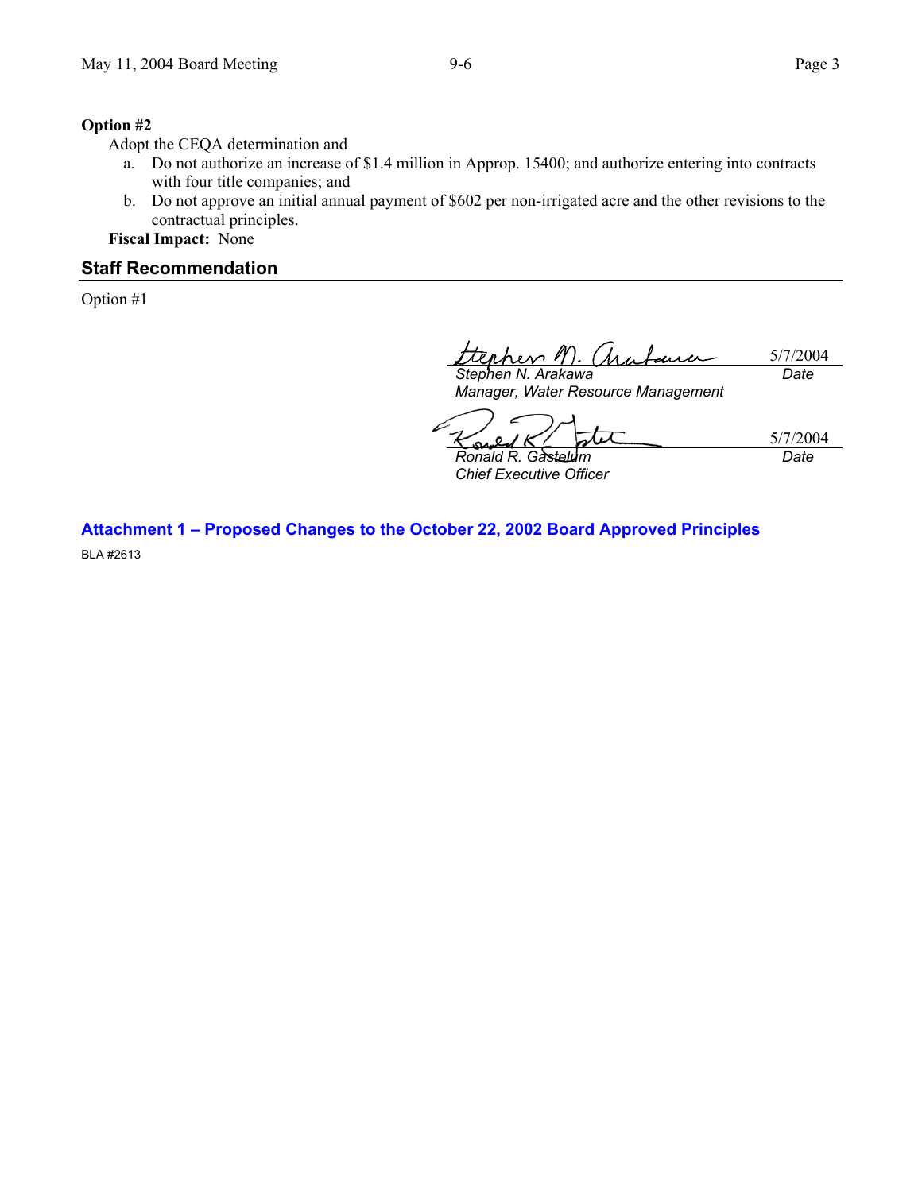**Option #2**

Adopt the CEQA determination and

a. Do not authorize an increase of $1.4 million in Approp. 15400; and authorize entering into contracts with four title companies; and
b. Do not approve an initial annual payment of $602 per non-irrigated acre and the other revisions to the contractual principles.

**Fiscal Impact:** None

## Staff Recommendation

Option #1

| | |
|---|---|
| *Stephen N. Arakawa*<br>*Manager, Water Resource Management* | 5/7/2004<br>*Date* |
| *Ronald R. Gastelum*<br>*Chief Executive Officer* | 5/7/2004<br>*Date* |

### Attachment 1 – Proposed Changes to the October 22, 2002 Board Approved Principles

BLA #2613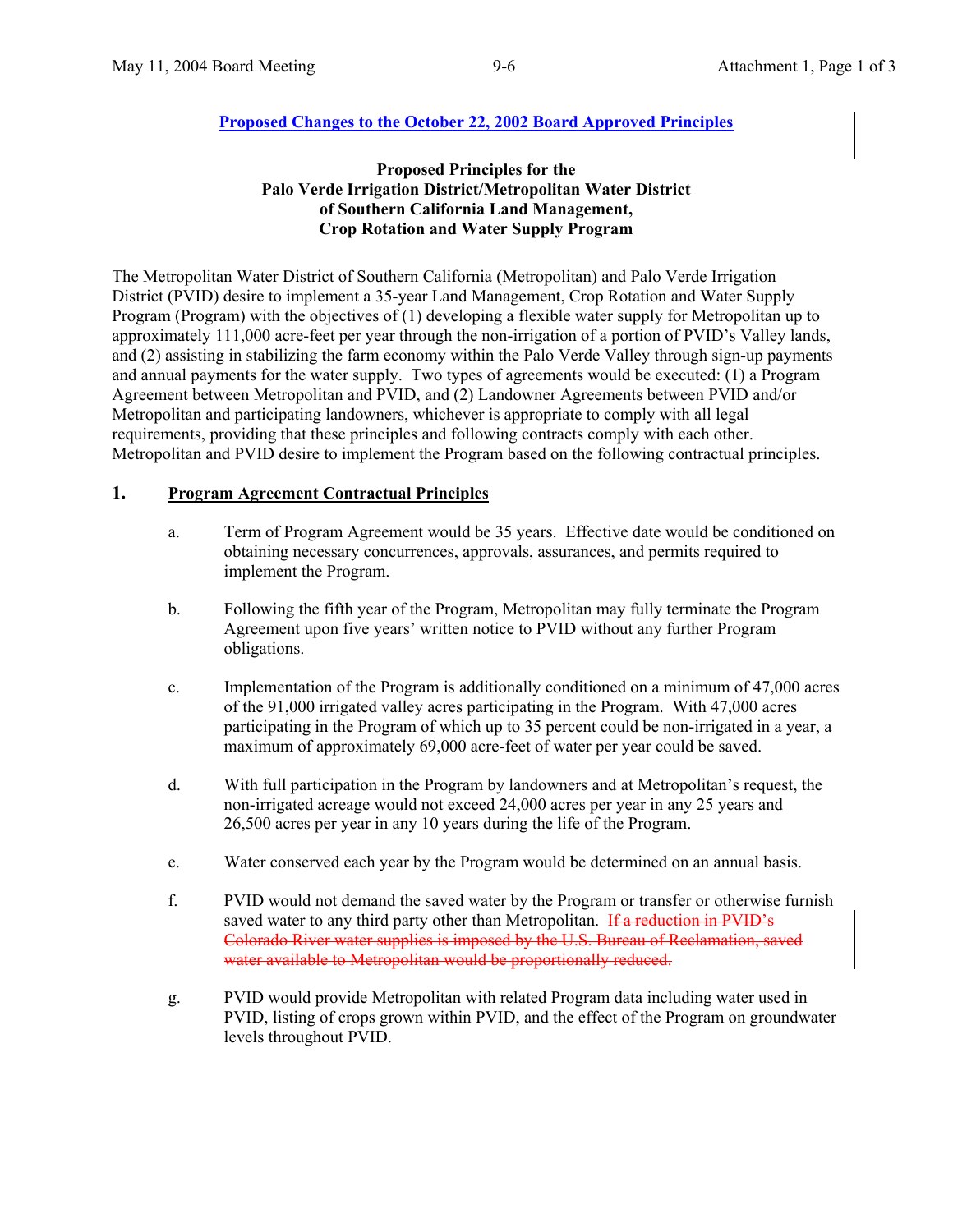**Proposed Changes to the October 22, 2002 Board Approved Principles**

**Proposed Principles for the Palo Verde Irrigation District/Metropolitan Water District of Southern California Land Management, Crop Rotation and Water Supply Program**

The Metropolitan Water District of Southern California (Metropolitan) and Palo Verde Irrigation District (PVID) desire to implement a 35-year Land Management, Crop Rotation and Water Supply Program (Program) with the objectives of (1) developing a flexible water supply for Metropolitan up to approximately 111,000 acre-feet per year through the non-irrigation of a portion of PVID's Valley lands, and (2) assisting in stabilizing the farm economy within the Palo Verde Valley through sign-up payments and annual payments for the water supply. Two types of agreements would be executed: (1) a Program Agreement between Metropolitan and PVID, and (2) Landowner Agreements between PVID and/or Metropolitan and participating landowners, whichever is appropriate to comply with all legal requirements, providing that these principles and following contracts comply with each other. Metropolitan and PVID desire to implement the Program based on the following contractual principles.

## 1. Program Agreement Contractual Principles

a. Term of Program Agreement would be 35 years. Effective date would be conditioned on obtaining necessary concurrences, approvals, assurances, and permits required to implement the Program.

b. Following the fifth year of the Program, Metropolitan may fully terminate the Program Agreement upon five years' written notice to PVID without any further Program obligations.

c. Implementation of the Program is additionally conditioned on a minimum of 47,000 acres of the 91,000 irrigated valley acres participating in the Program. With 47,000 acres participating in the Program of which up to 35 percent could be non-irrigated in a year, a maximum of approximately 69,000 acre-feet of water per year could be saved.

d. With full participation in the Program by landowners and at Metropolitan's request, the non-irrigated acreage would not exceed 24,000 acres per year in any 25 years and 26,500 acres per year in any 10 years during the life of the Program.

e. Water conserved each year by the Program would be determined on an annual basis.

f. PVID would not demand the saved water by the Program or transfer or otherwise furnish saved water to any third party other than Metropolitan. ~~If a reduction in PVID's Colorado River water supplies is imposed by the U.S. Bureau of Reclamation, saved water available to Metropolitan would be proportionally reduced.~~

g. PVID would provide Metropolitan with related Program data including water used in PVID, listing of crops grown within PVID, and the effect of the Program on groundwater levels throughout PVID.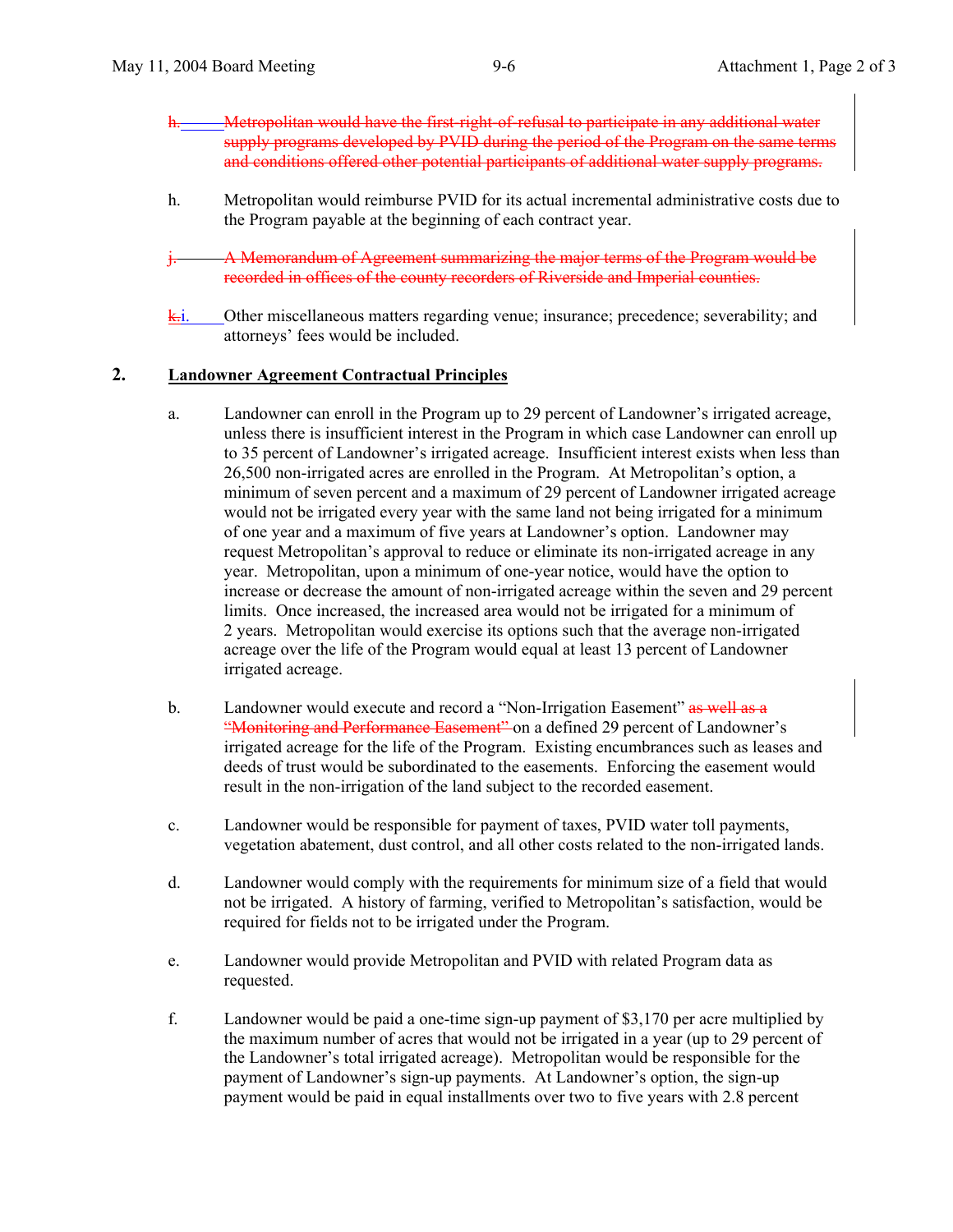~~h. Metropolitan would have the first-right-of-refusal to participate in any additional water supply programs developed by PVID during the period of the Program on the same terms and conditions offered other potential participants of additional water supply programs.~~

h. Metropolitan would reimburse PVID for its actual incremental administrative costs due to the Program payable at the beginning of each contract year.

~~j. A Memorandum of Agreement summarizing the major terms of the Program would be recorded in offices of the county recorders of Riverside and Imperial counties.~~

~~k.~~i. Other miscellaneous matters regarding venue; insurance; precedence; severability; and attorneys' fees would be included.

## 2. Landowner Agreement Contractual Principles

a. Landowner can enroll in the Program up to 29 percent of Landowner's irrigated acreage, unless there is insufficient interest in the Program in which case Landowner can enroll up to 35 percent of Landowner's irrigated acreage. Insufficient interest exists when less than 26,500 non-irrigated acres are enrolled in the Program. At Metropolitan's option, a minimum of seven percent and a maximum of 29 percent of Landowner irrigated acreage would not be irrigated every year with the same land not being irrigated for a minimum of one year and a maximum of five years at Landowner's option. Landowner may request Metropolitan's approval to reduce or eliminate its non-irrigated acreage in any year. Metropolitan, upon a minimum of one-year notice, would have the option to increase or decrease the amount of non-irrigated acreage within the seven and 29 percent limits. Once increased, the increased area would not be irrigated for a minimum of 2 years. Metropolitan would exercise its options such that the average non-irrigated acreage over the life of the Program would equal at least 13 percent of Landowner irrigated acreage.

b. Landowner would execute and record a "Non-Irrigation Easement" ~~as well as a "Monitoring and Performance Easement"~~ on a defined 29 percent of Landowner's irrigated acreage for the life of the Program. Existing encumbrances such as leases and deeds of trust would be subordinated to the easements. Enforcing the easement would result in the non-irrigation of the land subject to the recorded easement.

c. Landowner would be responsible for payment of taxes, PVID water toll payments, vegetation abatement, dust control, and all other costs related to the non-irrigated lands.

d. Landowner would comply with the requirements for minimum size of a field that would not be irrigated. A history of farming, verified to Metropolitan's satisfaction, would be required for fields not to be irrigated under the Program.

e. Landowner would provide Metropolitan and PVID with related Program data as requested.

f. Landowner would be paid a one-time sign-up payment of $3,170 per acre multiplied by the maximum number of acres that would not be irrigated in a year (up to 29 percent of the Landowner's total irrigated acreage). Metropolitan would be responsible for the payment of Landowner's sign-up payments. At Landowner's option, the sign-up payment would be paid in equal installments over two to five years with 2.8 percent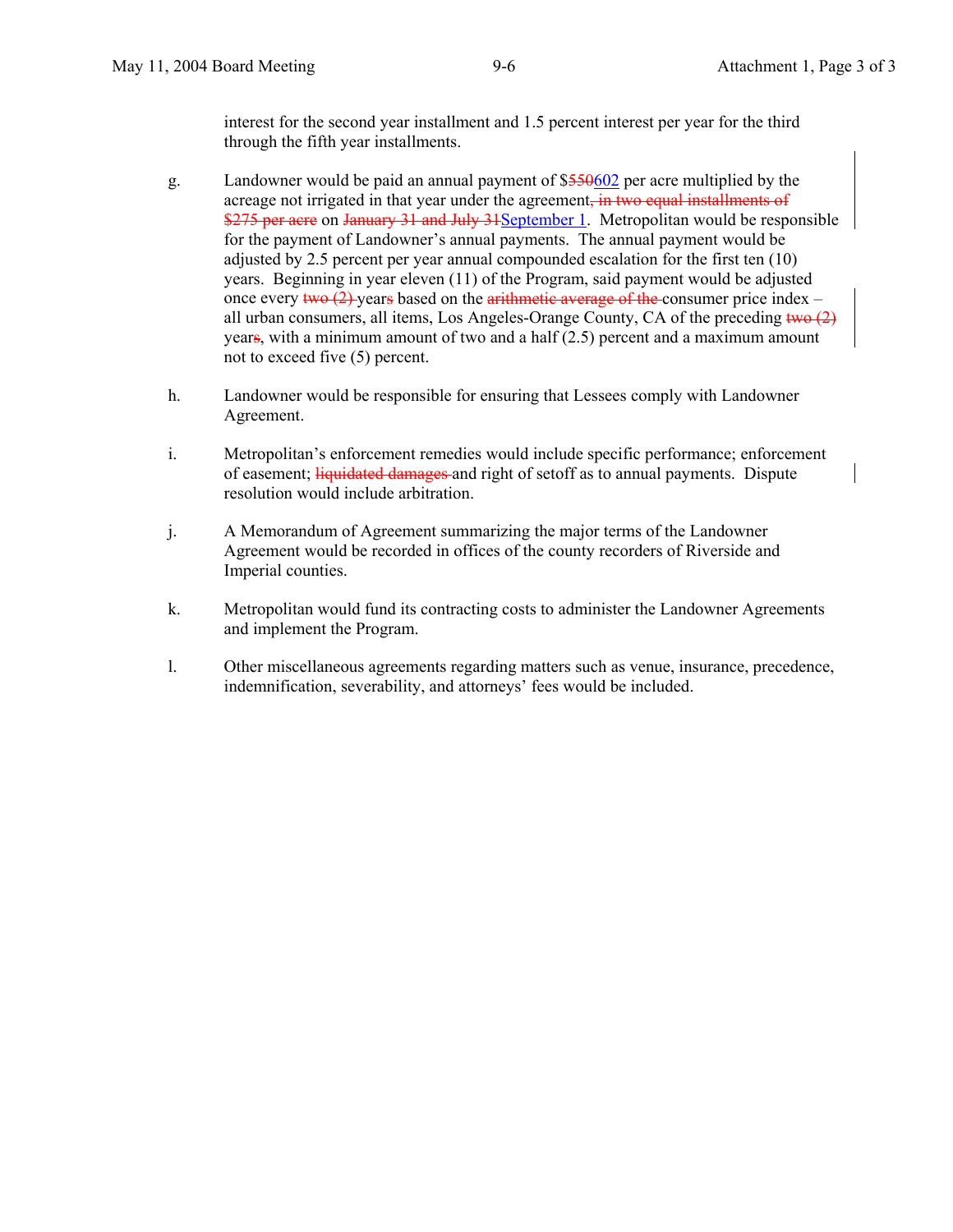interest for the second year installment and 1.5 percent interest per year for the third through the fifth year installments.

g. Landowner would be paid an annual payment of $~~550~~<u>602</u> per acre multiplied by the acreage not irrigated in that year under the agreement~~, in two equal installments of $275 per acre~~ on ~~January 31 and July 31~~<u>September 1</u>. Metropolitan would be responsible for the payment of Landowner's annual payments. The annual payment would be adjusted by 2.5 percent per year annual compounded escalation for the first ten (10) years. Beginning in year eleven (11) of the Program, said payment would be adjusted once every ~~two (2)~~ year~~s~~ based on the ~~arithmetic average of the~~ consumer price index – all urban consumers, all items, Los Angeles-Orange County, CA of the preceding ~~two (2)~~ year~~s~~, with a minimum amount of two and a half (2.5) percent and a maximum amount not to exceed five (5) percent.

h. Landowner would be responsible for ensuring that Lessees comply with Landowner Agreement.

i. Metropolitan's enforcement remedies would include specific performance; enforcement of easement; ~~liquidated damages~~ and right of setoff as to annual payments. Dispute resolution would include arbitration.

j. A Memorandum of Agreement summarizing the major terms of the Landowner Agreement would be recorded in offices of the county recorders of Riverside and Imperial counties.

k. Metropolitan would fund its contracting costs to administer the Landowner Agreements and implement the Program.

l. Other miscellaneous agreements regarding matters such as venue, insurance, precedence, indemnification, severability, and attorneys' fees would be included.